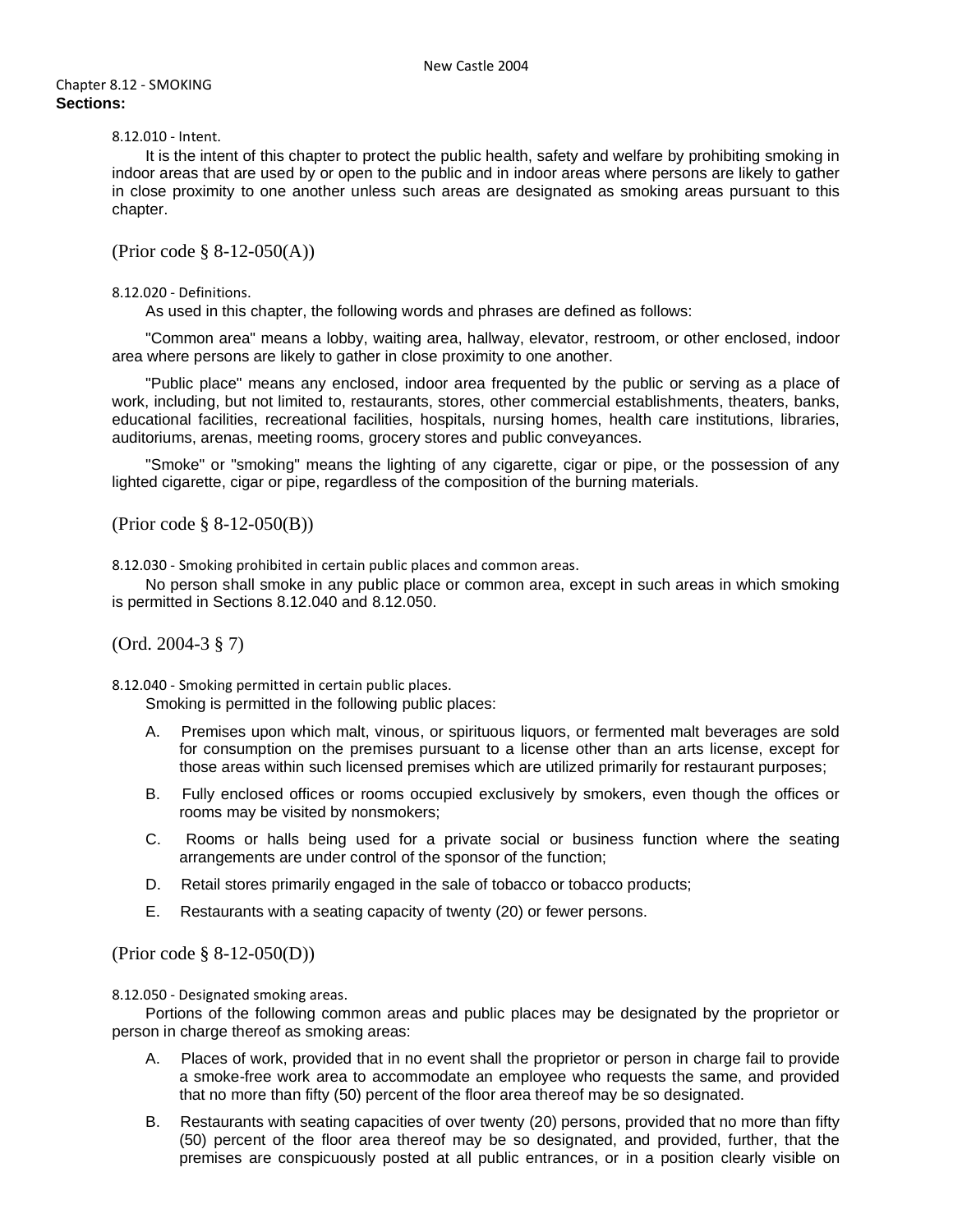New Castle 2004

# Chapter 8.12 - SMOKING

**Sections:**

### 8.12.010 - Intent.

It is the intent of this chapter to protect the public health, safety and welfare by prohibiting smoking in indoor areas that are used by or open to the public and in indoor areas where persons are likely to gather in close proximity to one another unless such areas are designated as smoking areas pursuant to this chapter.

(Prior code § 8-12-050(A))

### 8.12.020 - Definitions.

As used in this chapter, the following words and phrases are defined as follows:

"Common area" means a lobby, waiting area, hallway, elevator, restroom, or other enclosed, indoor area where persons are likely to gather in close proximity to one another.

"Public place" means any enclosed, indoor area frequented by the public or serving as a place of work, including, but not limited to, restaurants, stores, other commercial establishments, theaters, banks, educational facilities, recreational facilities, hospitals, nursing homes, health care institutions, libraries, auditoriums, arenas, meeting rooms, grocery stores and public conveyances.

"Smoke" or "smoking" means the lighting of any cigarette, cigar or pipe, or the possession of any lighted cigarette, cigar or pipe, regardless of the composition of the burning materials.

(Prior code § 8-12-050(B))

### 8.12.030 - Smoking prohibited in certain public places and common areas.

No person shall smoke in any public place or common area, except in such areas in which smoking is permitted in Sections 8.12.040 and 8.12.050.

(Ord. 2004-3 § 7)

### 8.12.040 - Smoking permitted in certain public places.

Smoking is permitted in the following public places:

A. Premises upon which malt, vinous, or spirituous liquors, or fermented malt beverages are sold for consumption on the premises pursuant to a license other than an arts license, except for those areas within such licensed premises which are utilized primarily for restaurant purposes;

B. Fully enclosed offices or rooms occupied exclusively by smokers, even though the offices or rooms may be visited by nonsmokers;

C. Rooms or halls being used for a private social or business function where the seating arrangements are under control of the sponsor of the function;

D. Retail stores primarily engaged in the sale of tobacco or tobacco products;

E. Restaurants with a seating capacity of twenty (20) or fewer persons.

(Prior code § 8-12-050(D))

### 8.12.050 - Designated smoking areas.

Portions of the following common areas and public places may be designated by the proprietor or person in charge thereof as smoking areas:

A. Places of work, provided that in no event shall the proprietor or person in charge fail to provide a smoke-free work area to accommodate an employee who requests the same, and provided that no more than fifty (50) percent of the floor area thereof may be so designated.

B. Restaurants with seating capacities of over twenty (20) persons, provided that no more than fifty (50) percent of the floor area thereof may be so designated, and provided, further, that the premises are conspicuously posted at all public entrances, or in a position clearly visible on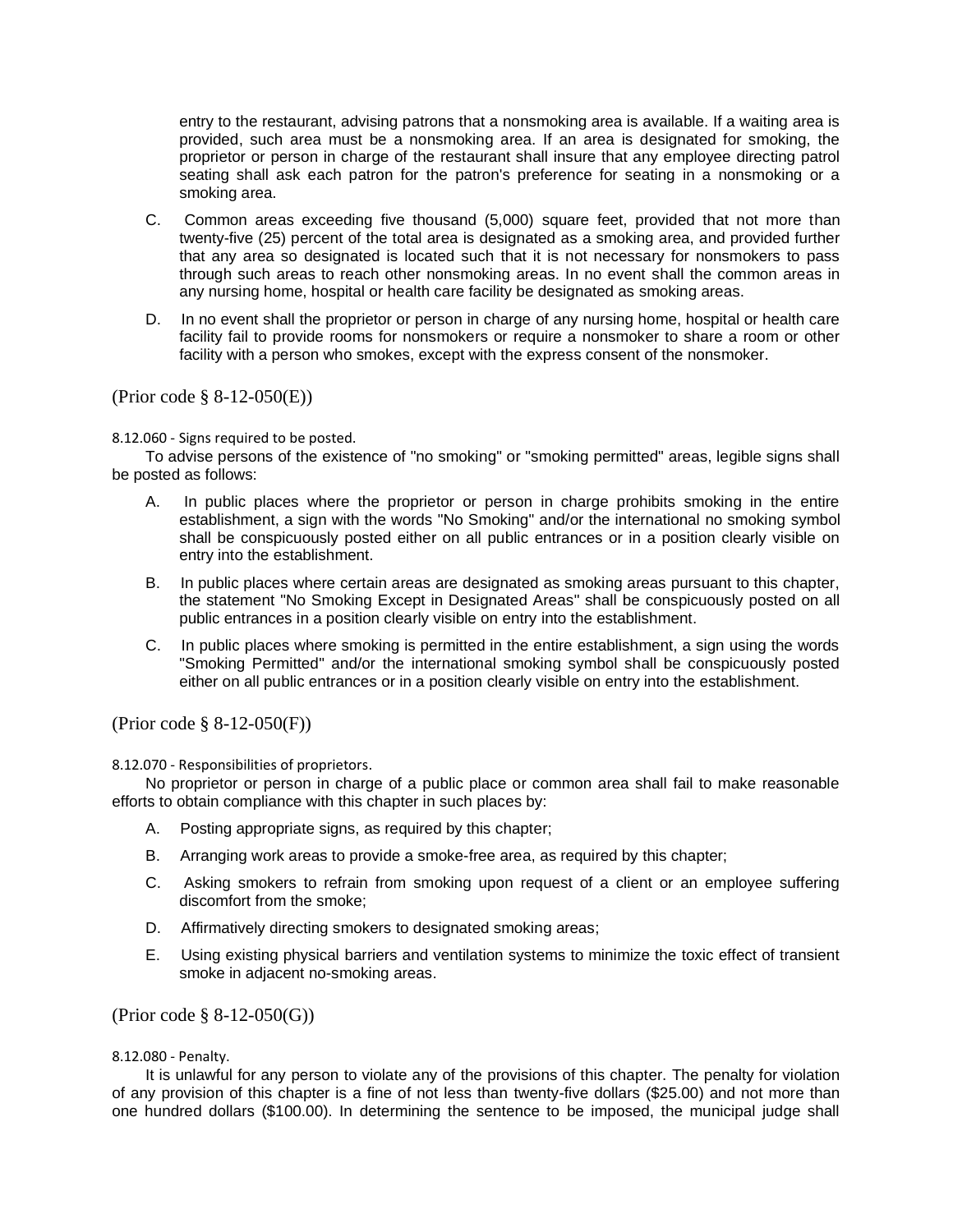entry to the restaurant, advising patrons that a nonsmoking area is available. If a waiting area is provided, such area must be a nonsmoking area. If an area is designated for smoking, the proprietor or person in charge of the restaurant shall insure that any employee directing patrol seating shall ask each patron for the patron's preference for seating in a nonsmoking or a smoking area.

C. Common areas exceeding five thousand (5,000) square feet, provided that not more than twenty-five (25) percent of the total area is designated as a smoking area, and provided further that any area so designated is located such that it is not necessary for nonsmokers to pass through such areas to reach other nonsmoking areas. In no event shall the common areas in any nursing home, hospital or health care facility be designated as smoking areas.

D. In no event shall the proprietor or person in charge of any nursing home, hospital or health care facility fail to provide rooms for nonsmokers or require a nonsmoker to share a room or other facility with a person who smokes, except with the express consent of the nonsmoker.

(Prior code § 8-12-050(E))

8.12.060 - Signs required to be posted.

To advise persons of the existence of "no smoking" or "smoking permitted" areas, legible signs shall be posted as follows:

A. In public places where the proprietor or person in charge prohibits smoking in the entire establishment, a sign with the words "No Smoking" and/or the international no smoking symbol shall be conspicuously posted either on all public entrances or in a position clearly visible on entry into the establishment.

B. In public places where certain areas are designated as smoking areas pursuant to this chapter, the statement "No Smoking Except in Designated Areas" shall be conspicuously posted on all public entrances in a position clearly visible on entry into the establishment.

C. In public places where smoking is permitted in the entire establishment, a sign using the words "Smoking Permitted" and/or the international smoking symbol shall be conspicuously posted either on all public entrances or in a position clearly visible on entry into the establishment.

(Prior code § 8-12-050(F))

8.12.070 - Responsibilities of proprietors.

No proprietor or person in charge of a public place or common area shall fail to make reasonable efforts to obtain compliance with this chapter in such places by:

A. Posting appropriate signs, as required by this chapter;

B. Arranging work areas to provide a smoke-free area, as required by this chapter;

C. Asking smokers to refrain from smoking upon request of a client or an employee suffering discomfort from the smoke;

D. Affirmatively directing smokers to designated smoking areas;

E. Using existing physical barriers and ventilation systems to minimize the toxic effect of transient smoke in adjacent no-smoking areas.

(Prior code § 8-12-050(G))

8.12.080 - Penalty.

It is unlawful for any person to violate any of the provisions of this chapter. The penalty for violation of any provision of this chapter is a fine of not less than twenty-five dollars ($25.00) and not more than one hundred dollars ($100.00). In determining the sentence to be imposed, the municipal judge shall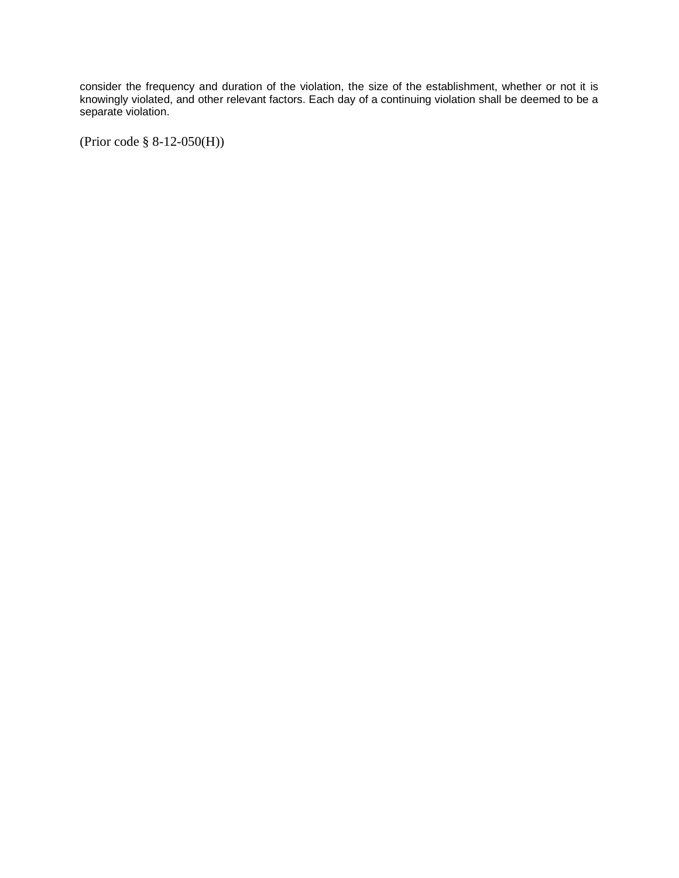consider the frequency and duration of the violation, the size of the establishment, whether or not it is knowingly violated, and other relevant factors. Each day of a continuing violation shall be deemed to be a separate violation.

(Prior code § 8-12-050(H))